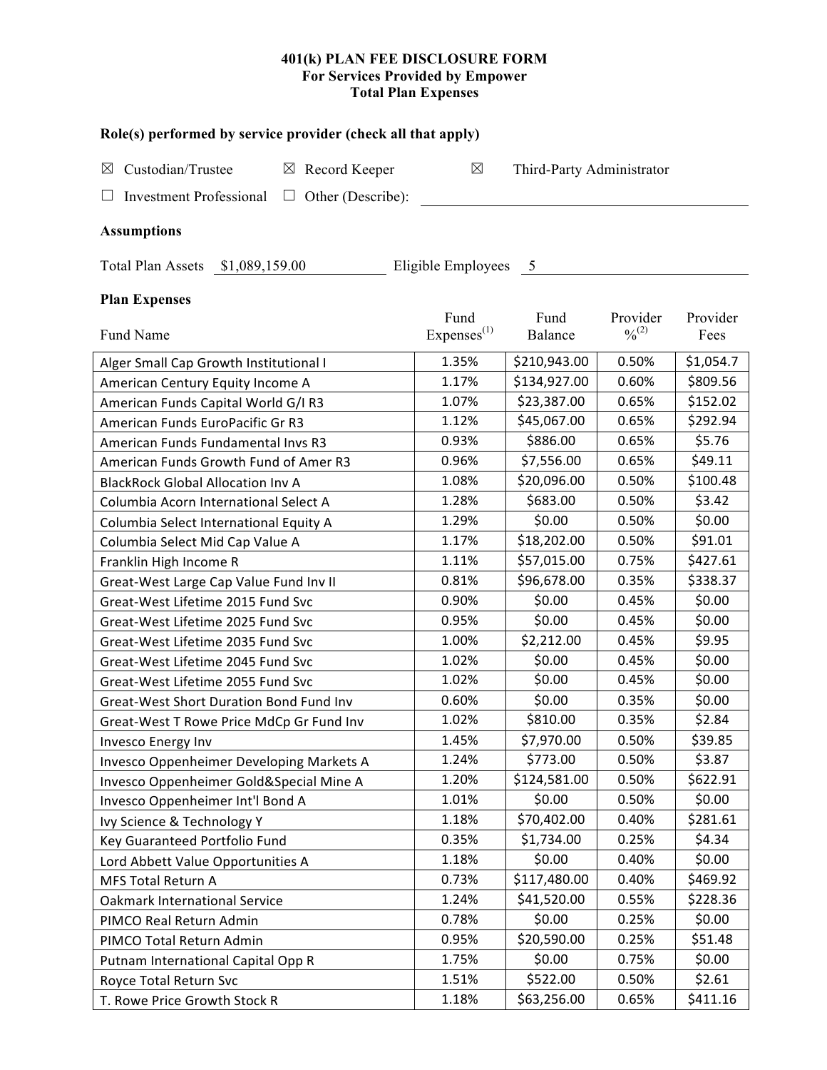# 401(k) PLAN FEE DISCLOSURE FORM
## For Services Provided by Empower
## Total Plan Expenses

### Role(s) performed by service provider (check all that apply)

☒ Custodian/Trustee ☒ Record Keeper ☒ Third-Party Administrator

☐ Investment Professional ☐ Other (Describe): ______________________

### Assumptions

Total Plan Assets $1,089,159.00 Eligible Employees 5

### Plan Expenses

| Fund Name | Fund Expenses[(1)] | Fund Balance | Provider %[(2)] | Provider Fees |
|---|---|---|---|---|
| Alger Small Cap Growth Institutional I | 1.35% | $210,943.00 | 0.50% | $1,054.7 |
| American Century Equity Income A | 1.17% | $134,927.00 | 0.60% | $809.56 |
| American Funds Capital World G/I R3 | 1.07% | $23,387.00 | 0.65% | $152.02 |
| American Funds EuroPacific Gr R3 | 1.12% | $45,067.00 | 0.65% | $292.94 |
| American Funds Fundamental Invs R3 | 0.93% | $886.00 | 0.65% | $5.76 |
| American Funds Growth Fund of Amer R3 | 0.96% | $7,556.00 | 0.65% | $49.11 |
| BlackRock Global Allocation Inv A | 1.08% | $20,096.00 | 0.50% | $100.48 |
| Columbia Acorn International Select A | 1.28% | $683.00 | 0.50% | $3.42 |
| Columbia Select International Equity A | 1.29% | $0.00 | 0.50% | $0.00 |
| Columbia Select Mid Cap Value A | 1.17% | $18,202.00 | 0.50% | $91.01 |
| Franklin High Income R | 1.11% | $57,015.00 | 0.75% | $427.61 |
| Great-West Large Cap Value Fund Inv II | 0.81% | $96,678.00 | 0.35% | $338.37 |
| Great-West Lifetime 2015 Fund Svc | 0.90% | $0.00 | 0.45% | $0.00 |
| Great-West Lifetime 2025 Fund Svc | 0.95% | $0.00 | 0.45% | $0.00 |
| Great-West Lifetime 2035 Fund Svc | 1.00% | $2,212.00 | 0.45% | $9.95 |
| Great-West Lifetime 2045 Fund Svc | 1.02% | $0.00 | 0.45% | $0.00 |
| Great-West Lifetime 2055 Fund Svc | 1.02% | $0.00 | 0.45% | $0.00 |
| Great-West Short Duration Bond Fund Inv | 0.60% | $0.00 | 0.35% | $0.00 |
| Great-West T Rowe Price MdCp Gr Fund Inv | 1.02% | $810.00 | 0.35% | $2.84 |
| Invesco Energy Inv | 1.45% | $7,970.00 | 0.50% | $39.85 |
| Invesco Oppenheimer Developing Markets A | 1.24% | $773.00 | 0.50% | $3.87 |
| Invesco Oppenheimer Gold&Special Mine A | 1.20% | $124,581.00 | 0.50% | $622.91 |
| Invesco Oppenheimer Int'l Bond A | 1.01% | $0.00 | 0.50% | $0.00 |
| Ivy Science & Technology Y | 1.18% | $70,402.00 | 0.40% | $281.61 |
| Key Guaranteed Portfolio Fund | 0.35% | $1,734.00 | 0.25% | $4.34 |
| Lord Abbett Value Opportunities A | 1.18% | $0.00 | 0.40% | $0.00 |
| MFS Total Return A | 0.73% | $117,480.00 | 0.40% | $469.92 |
| Oakmark International Service | 1.24% | $41,520.00 | 0.55% | $228.36 |
| PIMCO Real Return Admin | 0.78% | $0.00 | 0.25% | $0.00 |
| PIMCO Total Return Admin | 0.95% | $20,590.00 | 0.25% | $51.48 |
| Putnam International Capital Opp R | 1.75% | $0.00 | 0.75% | $0.00 |
| Royce Total Return Svc | 1.51% | $522.00 | 0.50% | $2.61 |
| T. Rowe Price Growth Stock R | 1.18% | $63,256.00 | 0.65% | $411.16 |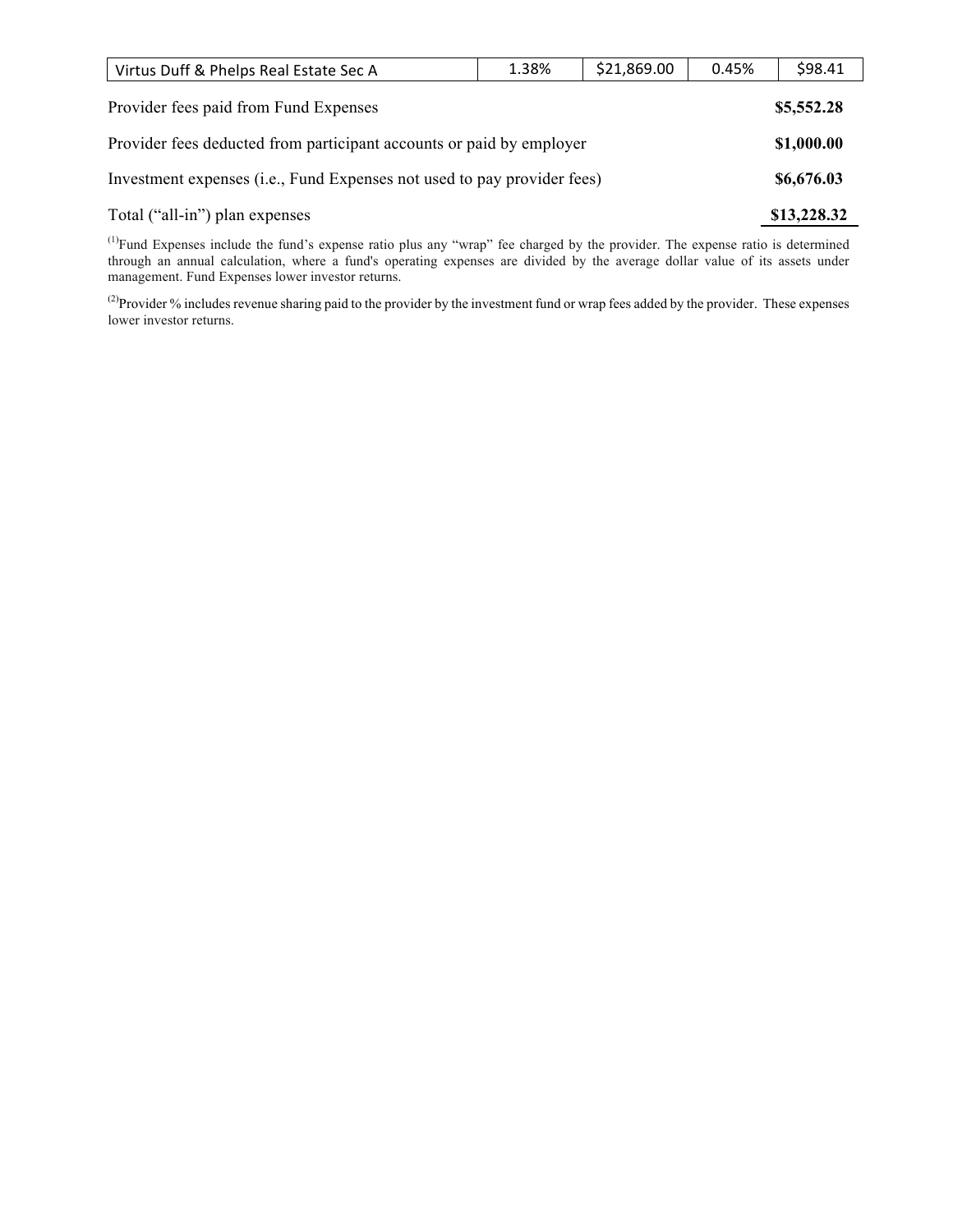| Virtus Duff & Phelps Real Estate Sec A | 1.38% | $21,869.00 | 0.45% | $98.41 |
|---|---|---|---|---|

| | |
|---|---|
| Provider fees paid from Fund Expenses | **$5,552.28** |
| Provider fees deducted from participant accounts or paid by employer | **$1,000.00** |
| Investment expenses (i.e., Fund Expenses not used to pay provider fees) | **$6,676.03** |
| Total (“all-in”) plan expenses | **$13,228.32** |

(1)Fund Expenses include the fund’s expense ratio plus any “wrap” fee charged by the provider. The expense ratio is determined through an annual calculation, where a fund's operating expenses are divided by the average dollar value of its assets under management. Fund Expenses lower investor returns.

(2)Provider % includes revenue sharing paid to the provider by the investment fund or wrap fees added by the provider. These expenses lower investor returns.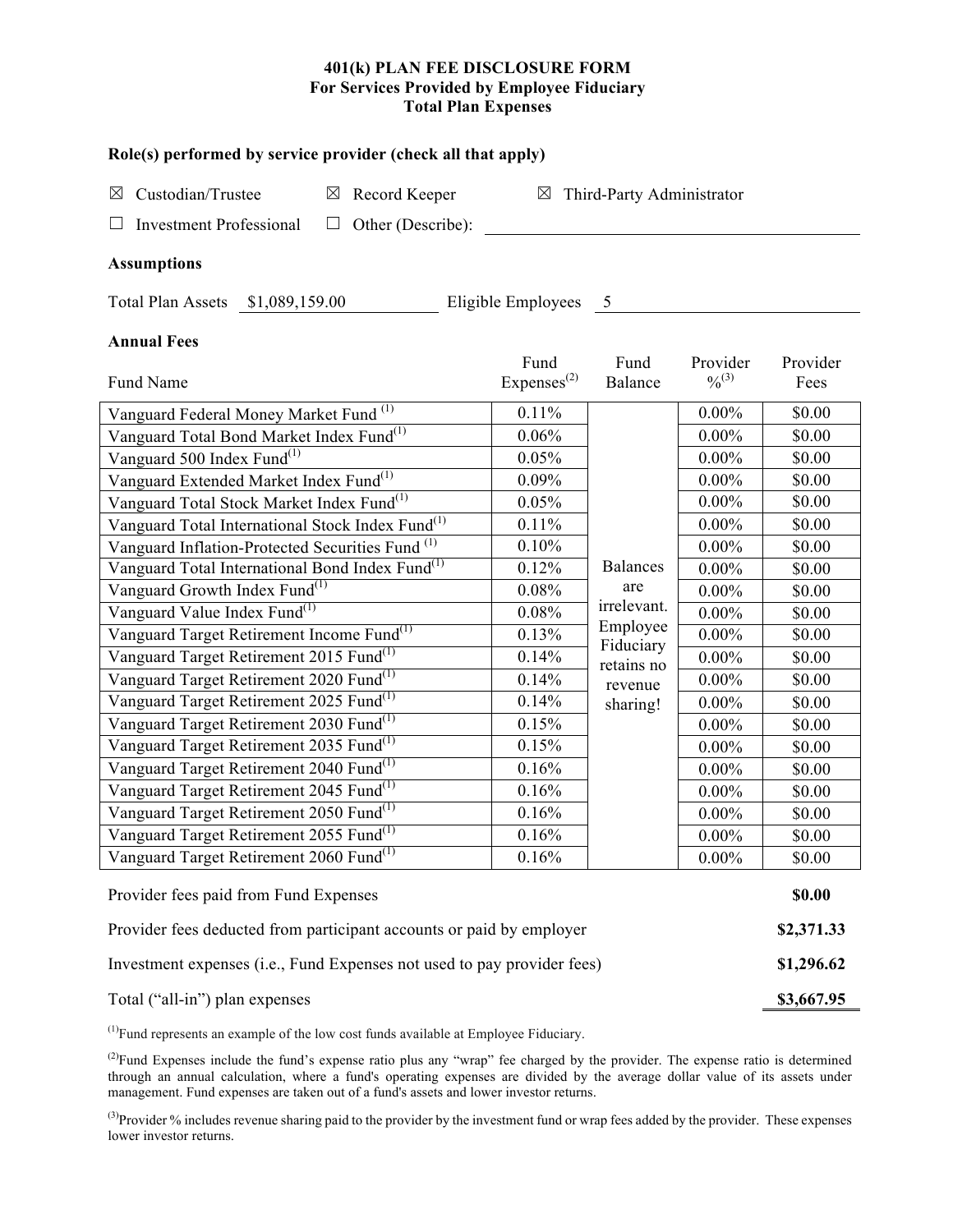**401(k) PLAN FEE DISCLOSURE FORM**
**For Services Provided by Employee Fiduciary**
**Total Plan Expenses**

### Role(s) performed by service provider (check all that apply)

☒ Custodian/Trustee ☒ Record Keeper ☒ Third-Party Administrator

☐ Investment Professional ☐ Other (Describe): ____________________

### Assumptions

Total Plan Assets $1,089,159.00 Eligible Employees 5

### Annual Fees

| Fund Name | Fund Expenses[2] | Fund Balance | Provider %[3] | Provider Fees |
|---|---|---|---|---|
| Vanguard Federal Money Market Fund [1] | 0.11% | Balances are irrelevant. Employee Fiduciary retains no revenue sharing! | 0.00% | $0.00 |
| Vanguard Total Bond Market Index Fund[1] | 0.06% | | 0.00% | $0.00 |
| Vanguard 500 Index Fund[1] | 0.05% | | 0.00% | $0.00 |
| Vanguard Extended Market Index Fund[1] | 0.09% | | 0.00% | $0.00 |
| Vanguard Total Stock Market Index Fund[1] | 0.05% | | 0.00% | $0.00 |
| Vanguard Total International Stock Index Fund[1] | 0.11% | | 0.00% | $0.00 |
| Vanguard Inflation-Protected Securities Fund [1] | 0.10% | | 0.00% | $0.00 |
| Vanguard Total International Bond Index Fund[1] | 0.12% | | 0.00% | $0.00 |
| Vanguard Growth Index Fund[1] | 0.08% | | 0.00% | $0.00 |
| Vanguard Value Index Fund[1] | 0.08% | | 0.00% | $0.00 |
| Vanguard Target Retirement Income Fund[1] | 0.13% | | 0.00% | $0.00 |
| Vanguard Target Retirement 2015 Fund[1] | 0.14% | | 0.00% | $0.00 |
| Vanguard Target Retirement 2020 Fund[1] | 0.14% | | 0.00% | $0.00 |
| Vanguard Target Retirement 2025 Fund[1] | 0.14% | | 0.00% | $0.00 |
| Vanguard Target Retirement 2030 Fund[1] | 0.15% | | 0.00% | $0.00 |
| Vanguard Target Retirement 2035 Fund[1] | 0.15% | | 0.00% | $0.00 |
| Vanguard Target Retirement 2040 Fund[1] | 0.16% | | 0.00% | $0.00 |
| Vanguard Target Retirement 2045 Fund[1] | 0.16% | | 0.00% | $0.00 |
| Vanguard Target Retirement 2050 Fund[1] | 0.16% | | 0.00% | $0.00 |
| Vanguard Target Retirement 2055 Fund[1] | 0.16% | | 0.00% | $0.00 |
| Vanguard Target Retirement 2060 Fund[1] | 0.16% | | 0.00% | $0.00 |

| | |
|---|---|
| Provider fees paid from Fund Expenses | **$0.00** |
| Provider fees deducted from participant accounts or paid by employer | **$2,371.33** |
| Investment expenses (i.e., Fund Expenses not used to pay provider fees) | **$1,296.62** |
| Total ("all-in") plan expenses | **$3,667.95** |

[1]Fund represents an example of the low cost funds available at Employee Fiduciary.

[2]Fund Expenses include the fund's expense ratio plus any "wrap" fee charged by the provider. The expense ratio is determined through an annual calculation, where a fund's operating expenses are divided by the average dollar value of its assets under management. Fund expenses are taken out of a fund's assets and lower investor returns.

[3]Provider % includes revenue sharing paid to the provider by the investment fund or wrap fees added by the provider. These expenses lower investor returns.